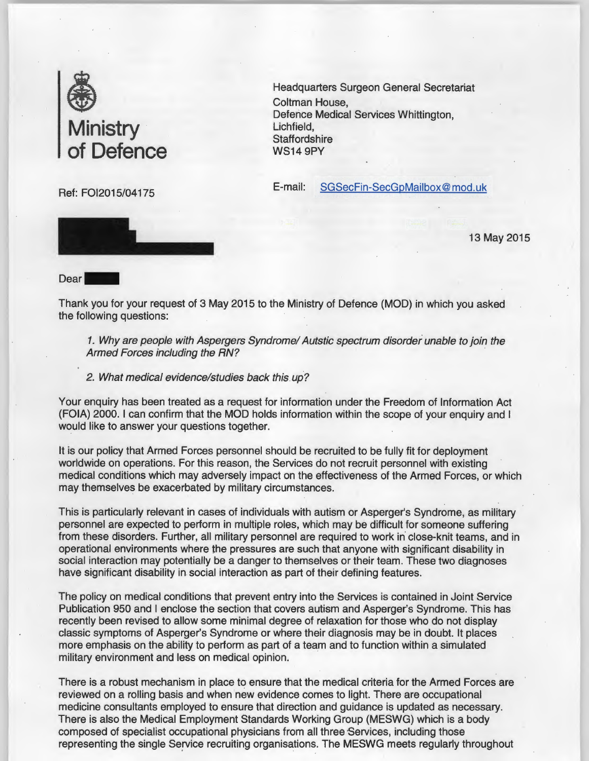**Ministry of Defence**

Headquarters Surgeon General Secretariat
Coltman House,
Defence Medical Services Whittington,
Lichfield,
Staffordshire
WS14 9PY

E-mail: SGSecFin-SecGpMailbox@mod.uk

Ref: FOI2015/04175

13 May 2015

Dear

Thank you for your request of 3 May 2015 to the Ministry of Defence (MOD) in which you asked the following questions:

> *1. Why are people with Aspergers Syndrome/ Autstic spectrum disorder unable to join the Armed Forces including the RN?*
>
> *2. What medical evidence/studies back this up?*

Your enquiry has been treated as a request for information under the Freedom of Information Act (FOIA) 2000. I can confirm that the MOD holds information within the scope of your enquiry and I would like to answer your questions together.

It is our policy that Armed Forces personnel should be recruited to be fully fit for deployment worldwide on operations. For this reason, the Services do not recruit personnel with existing medical conditions which may adversely impact on the effectiveness of the Armed Forces, or which may themselves be exacerbated by military circumstances.

This is particularly relevant in cases of individuals with autism or Asperger's Syndrome, as military personnel are expected to perform in multiple roles, which may be difficult for someone suffering from these disorders. Further, all military personnel are required to work in close-knit teams, and in operational environments where the pressures are such that anyone with significant disability in social interaction may potentially be a danger to themselves or their team. These two diagnoses have significant disability in social interaction as part of their defining features.

The policy on medical conditions that prevent entry into the Services is contained in Joint Service Publication 950 and I enclose the section that covers autism and Asperger's Syndrome. This has recently been revised to allow some minimal degree of relaxation for those who do not display classic symptoms of Asperger's Syndrome or where their diagnosis may be in doubt. It places more emphasis on the ability to perform as part of a team and to function within a simulated military environment and less on medical opinion.

There is a robust mechanism in place to ensure that the medical criteria for the Armed Forces are reviewed on a rolling basis and when new evidence comes to light. There are occupational medicine consultants employed to ensure that direction and guidance is updated as necessary. There is also the Medical Employment Standards Working Group (MESWG) which is a body composed of specialist occupational physicians from all three Services, including those representing the single Service recruiting organisations. The MESWG meets regularly throughout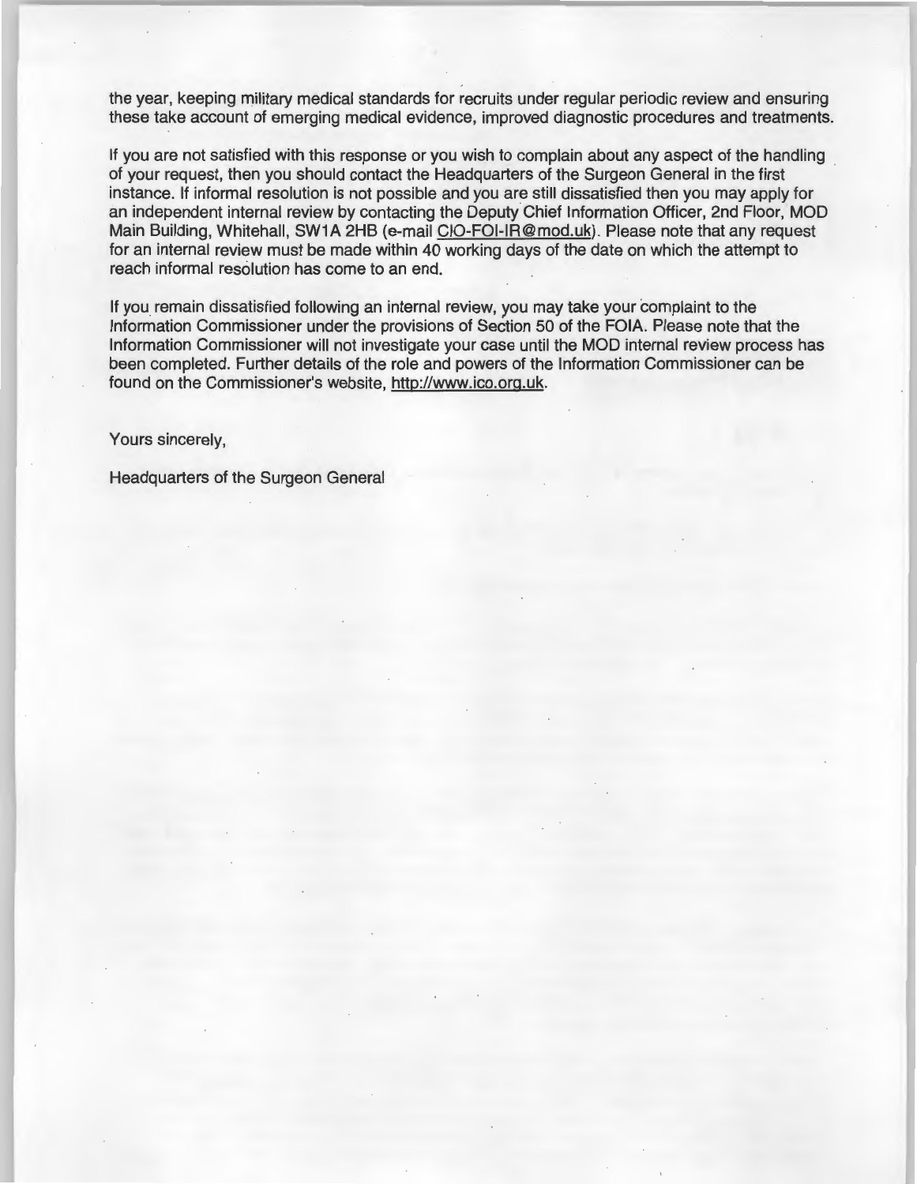the year, keeping military medical standards for recruits under regular periodic review and ensuring these take account of emerging medical evidence, improved diagnostic procedures and treatments.

If you are not satisfied with this response or you wish to complain about any aspect of the handling of your request, then you should contact the Headquarters of the Surgeon General in the first instance. If informal resolution is not possible and you are still dissatisfied then you may apply for an independent internal review by contacting the Deputy Chief Information Officer, 2nd Floor, MOD Main Building, Whitehall, SW1A 2HB (e-mail CIO-FOI-IR@mod.uk). Please note that any request for an internal review must be made within 40 working days of the date on which the attempt to reach informal resolution has come to an end.

If you remain dissatisfied following an internal review, you may take your complaint to the Information Commissioner under the provisions of Section 50 of the FOIA. Please note that the Information Commissioner will not investigate your case until the MOD internal review process has been completed. Further details of the role and powers of the Information Commissioner can be found on the Commissioner's website, http://www.ico.org.uk.

Yours sincerely,

Headquarters of the Surgeon General